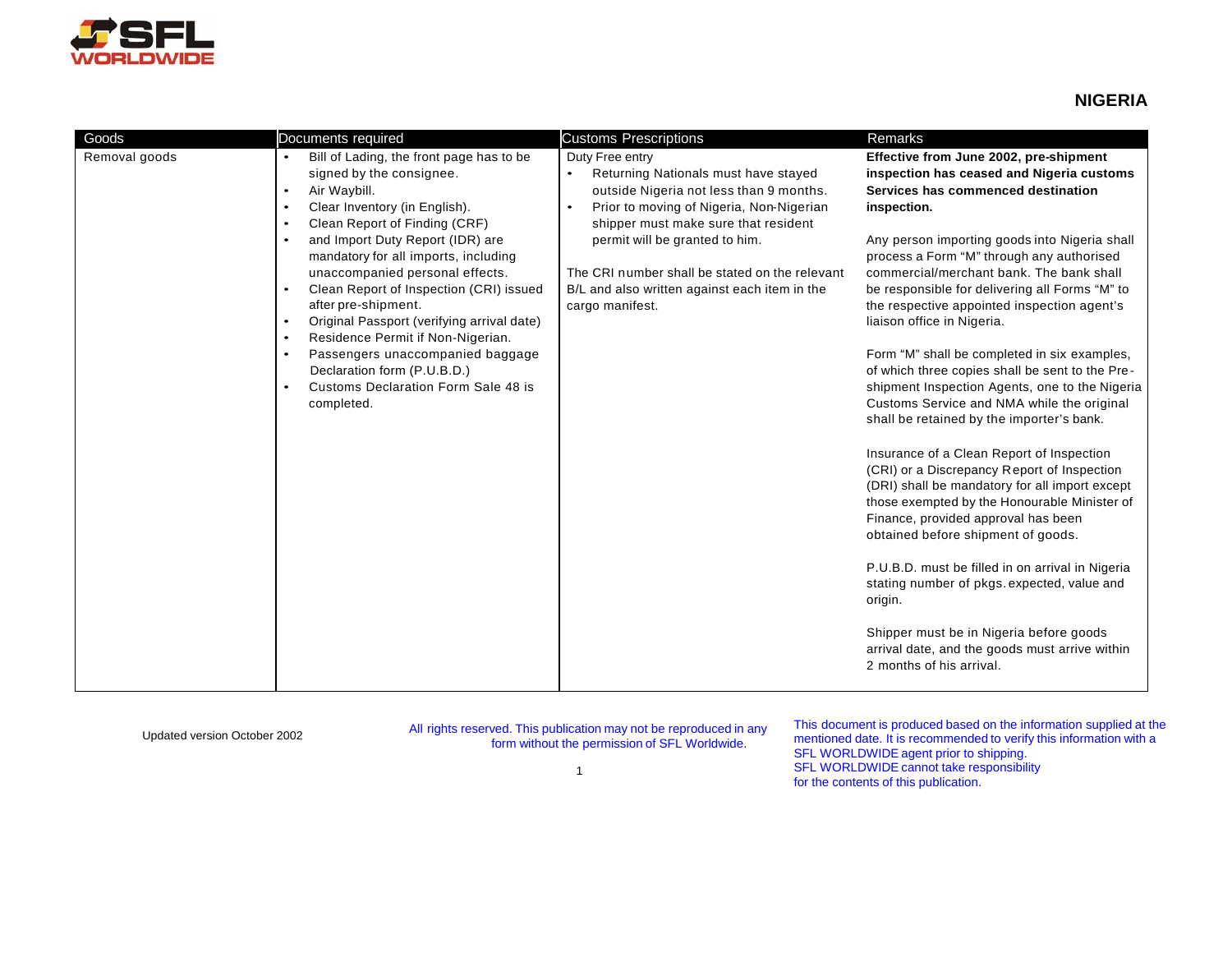# NIGERIA

| Goods | Documents required | Customs Prescriptions | Remarks |
|---|---|---|---|
| Removal goods | • Bill of Lading, the front page has to be signed by the consignee.<br>• Air Waybill.<br>• Clear Inventory (in English).<br>• Clean Report of Finding (CRF)<br>• and Import Duty Report (IDR) are mandatory for all imports, including unaccompanied personal effects.<br>• Clean Report of Inspection (CRI) issued after pre-shipment.<br>• Original Passport (verifying arrival date)<br>• Residence Permit if Non-Nigerian.<br>• Passengers unaccompanied baggage Declaration form (P.U.B.D.)<br>• Customs Declaration Form Sale 48 is completed. | Duty Free entry<br>• Returning Nationals must have stayed outside Nigeria not less than 9 months.<br>• Prior to moving of Nigeria, Non-Nigerian shipper must make sure that resident permit will be granted to him.<br><br>The CRI number shall be stated on the relevant B/L and also written against each item in the cargo manifest. | **Effective from June 2002, pre-shipment inspection has ceased and Nigeria customs Services has commenced destination inspection.**<br><br>Any person importing goods into Nigeria shall process a Form "M" through any authorised commercial/merchant bank. The bank shall be responsible for delivering all Forms "M" to the respective appointed inspection agent's liaison office in Nigeria.<br><br>Form "M" shall be completed in six examples, of which three copies shall be sent to the Pre-shipment Inspection Agents, one to the Nigeria Customs Service and NMA while the original shall be retained by the importer's bank.<br><br>Insurance of a Clean Report of Inspection (CRI) or a Discrepancy Report of Inspection (DRI) shall be mandatory for all import except those exempted by the Honourable Minister of Finance, provided approval has been obtained before shipment of goods.<br><br>P.U.B.D. must be filled in on arrival in Nigeria stating number of pkgs. expected, value and origin.<br><br>Shipper must be in Nigeria before goods arrival date, and the goods must arrive within 2 months of his arrival. |

Updated version October 2002

All rights reserved. This publication may not be reproduced in any form without the permission of SFL Worldwide.

This document is produced based on the information supplied at the mentioned date. It is recommended to verify this information with a SFL WORLDWIDE agent prior to shipping. SFL WORLDWIDE cannot take responsibility for the contents of this publication.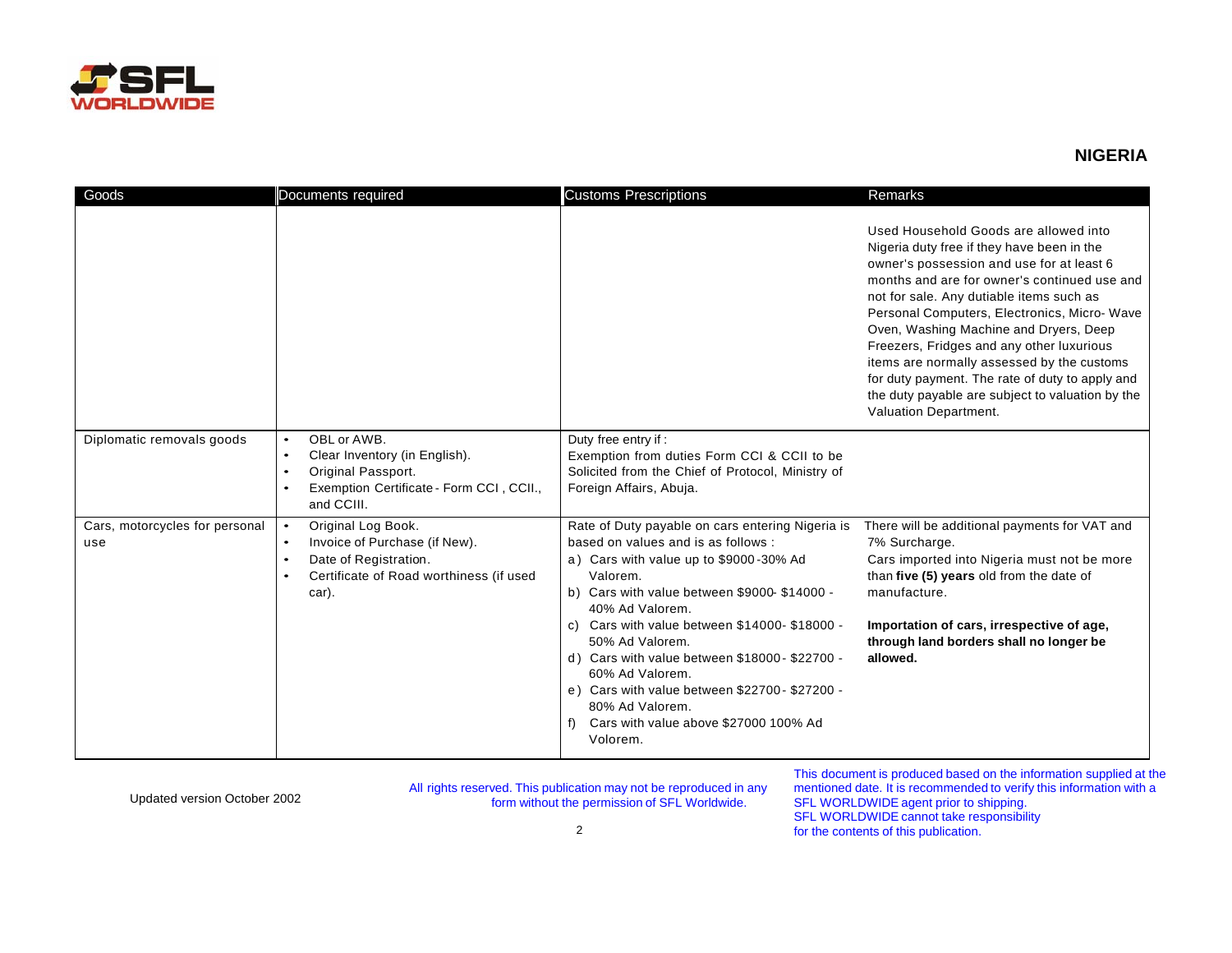## NIGERIA

| Goods | Documents required | Customs Prescriptions | Remarks |
|---|---|---|---|
| | | | Used Household Goods are allowed into Nigeria duty free if they have been in the owner's possession and use for at least 6 months and are for owner's continued use and not for sale. Any dutiable items such as Personal Computers, Electronics, Micro- Wave Oven, Washing Machine and Dryers, Deep Freezers, Fridges and any other luxurious items are normally assessed by the customs for duty payment. The rate of duty to apply and the duty payable are subject to valuation by the Valuation Department. |
| Diplomatic removals goods | • OBL or AWB.<br>• Clear Inventory (in English).<br>• Original Passport.<br>• Exemption Certificate - Form CCI , CCII., and CCIII. | Duty free entry if :<br>Exemption from duties Form CCI & CCII to be Solicited from the Chief of Protocol, Ministry of Foreign Affairs, Abuja. | |
| Cars, motorcycles for personal use | • Original Log Book.<br>• Invoice of Purchase (if New).<br>• Date of Registration.<br>• Certificate of Road worthiness (if used car). | Rate of Duty payable on cars entering Nigeria is based on values and is as follows :<br>a) Cars with value up to $9000 -30% Ad Valorem.<br>b) Cars with value between $9000- $14000 - 40% Ad Valorem.<br>c) Cars with value between $14000- $18000 - 50% Ad Valorem.<br>d) Cars with value between $18000 - $22700 - 60% Ad Valorem.<br>e) Cars with value between $22700 - $27200 - 80% Ad Valorem.<br>f) Cars with value above $27000 100% Ad Volorem. | There will be additional payments for VAT and 7% Surcharge.<br>Cars imported into Nigeria must not be more than **five (5) years** old from the date of manufacture.<br><br>**Importation of cars, irrespective of age, through land borders shall no longer be allowed.** |

Updated version October 2002

All rights reserved. This publication may not be reproduced in any form without the permission of SFL Worldwide.

This document is produced based on the information supplied at the mentioned date. It is recommended to verify this information with a SFL WORLDWIDE agent prior to shipping. SFL WORLDWIDE cannot take responsibility for the contents of this publication.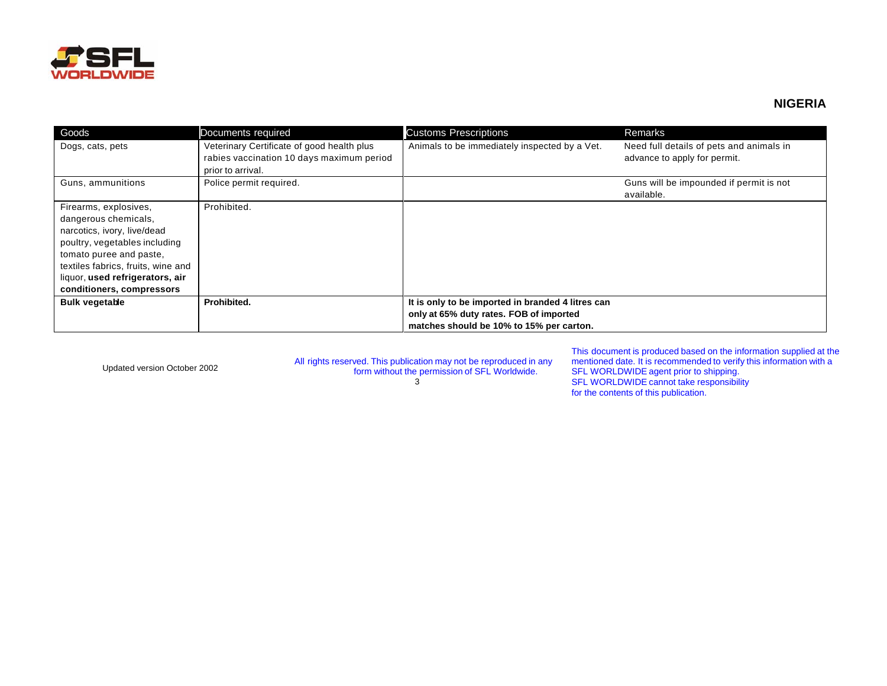## NIGERIA

| Goods | Documents required | Customs Prescriptions | Remarks |
|---|---|---|---|
| Dogs, cats, pets | Veterinary Certificate of good health plus rabies vaccination 10 days maximum period prior to arrival. | Animals to be immediately inspected by a Vet. | Need full details of pets and animals in advance to apply for permit. |
| Guns, ammunitions | Police permit required. | | Guns will be impounded if permit is not available. |
| Firearms, explosives, dangerous chemicals, narcotics, ivory, live/dead poultry, vegetables including tomato puree and paste, textiles fabrics, fruits, wine and liquor, **used refrigerators, air conditioners, compressors** | Prohibited. | | |
| **Bulk vegetable** | **Prohibited.** | **It is only to be imported in branded 4 litres can only at 65% duty rates. FOB of imported matches should be 10% to 15% per carton.** | |

Updated version October 2002

All rights reserved. This publication may not be reproduced in any form without the permission of SFL Worldwide.

This document is produced based on the information supplied at the mentioned date. It is recommended to verify this information with a SFL WORLDWIDE agent prior to shipping. SFL WORLDWIDE cannot take responsibility for the contents of this publication.